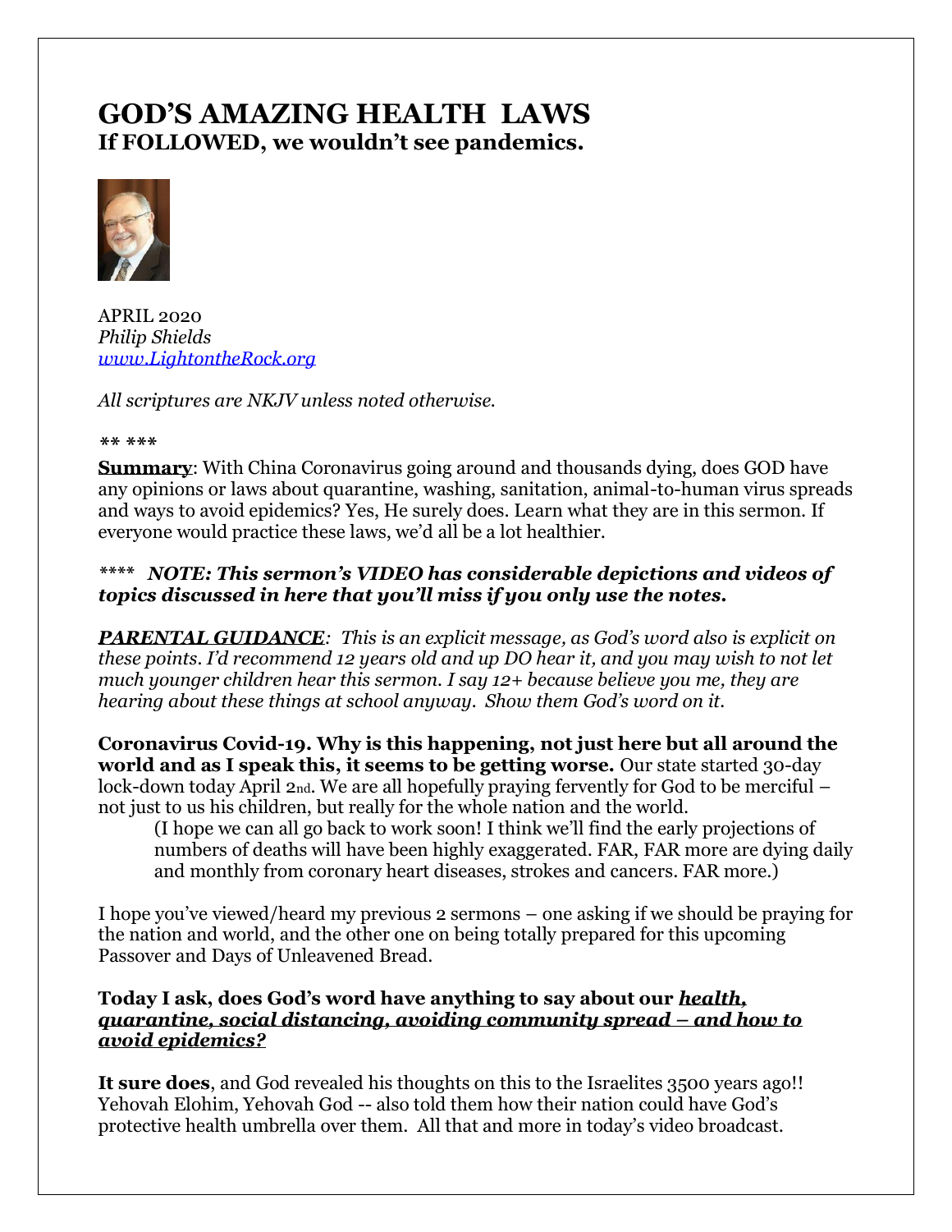# GOD'S AMAZING HEALTH LAWS

**If FOLLOWED, we wouldn't see pandemics.**

APRIL 2020
*Philip Shields*
[www.LightontheRock.org](http://www.LightontheRock.org)

*All scriptures are NKJV unless noted otherwise.*

*\*\* \*\*\**

**Summary**: With China Coronavirus going around and thousands dying, does GOD have any opinions or laws about quarantine, washing, sanitation, animal-to-human virus spreads and ways to avoid epidemics? Yes, He surely does. Learn what they are in this sermon. If everyone would practice these laws, we'd all be a lot healthier.

***\*\*\*\* NOTE: This sermon's VIDEO has considerable depictions and videos of topics discussed in here that you'll miss if you only use the notes.***

***PARENTAL GUIDANCE**: This is an explicit message, as God's word also is explicit on these points. I'd recommend 12 years old and up DO hear it, and you may wish to not let much younger children hear this sermon. I say 12+ because believe you me, they are hearing about these things at school anyway. Show them God's word on it.*

**Coronavirus Covid-19. Why is this happening, not just here but all around the world and as I speak this, it seems to be getting worse.** Our state started 30-day lock-down today April 2nd. We are all hopefully praying fervently for God to be merciful – not just to us his children, but really for the whole nation and the world.

> (I hope we can all go back to work soon! I think we'll find the early projections of numbers of deaths will have been highly exaggerated. FAR, FAR more are dying daily and monthly from coronary heart diseases, strokes and cancers. FAR more.)

I hope you've viewed/heard my previous 2 sermons – one asking if we should be praying for the nation and world, and the other one on being totally prepared for this upcoming Passover and Days of Unleavened Bread.

**Today I ask, does God's word have anything to say about our *health, quarantine, social distancing, avoiding community spread – and how to avoid epidemics?***

**It sure does**, and God revealed his thoughts on this to the Israelites 3500 years ago!! Yehovah Elohim, Yehovah God -- also told them how their nation could have God's protective health umbrella over them. All that and more in today's video broadcast.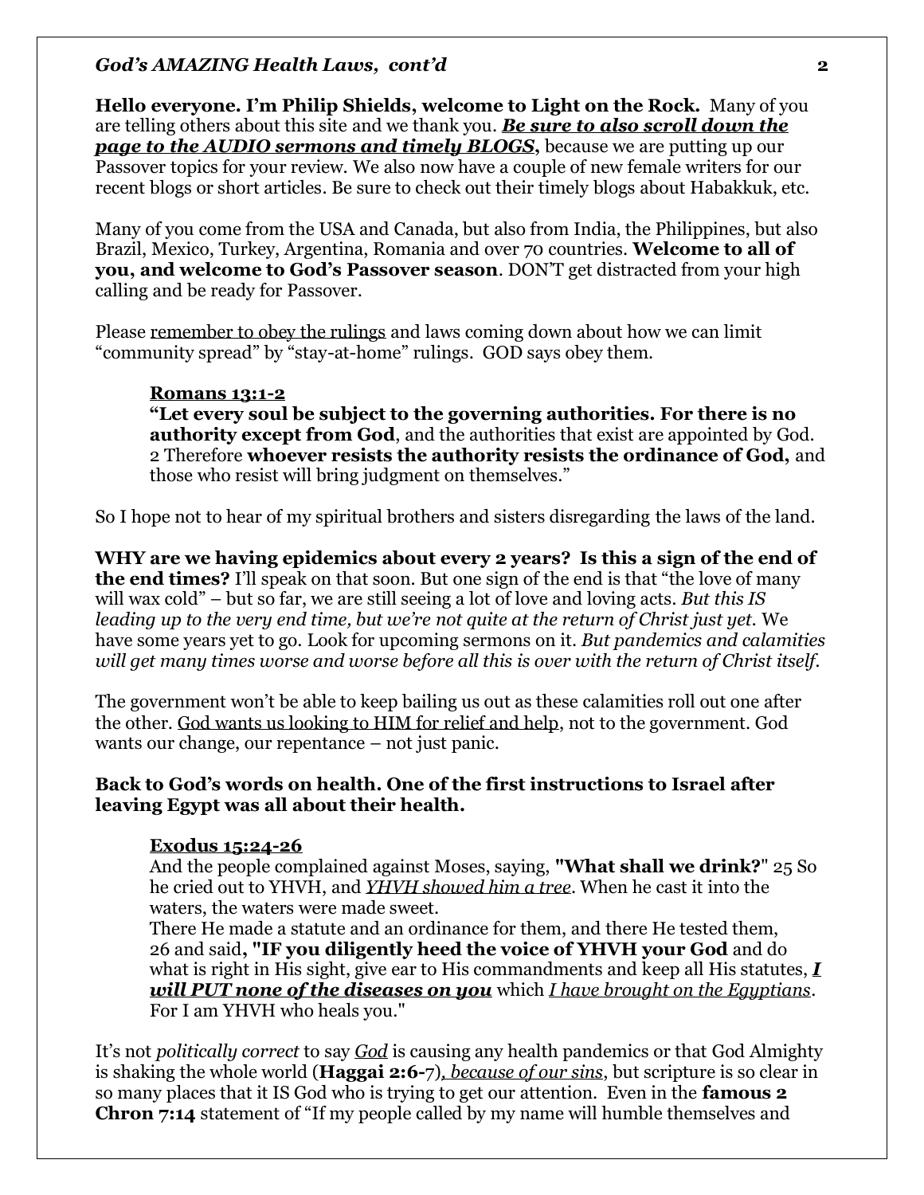**Hello everyone. I'm Philip Shields, welcome to Light on the Rock.** Many of you are telling others about this site and we thank you. ***Be sure to also scroll down the page to the AUDIO sermons and timely BLOGS*,** because we are putting up our Passover topics for your review. We also now have a couple of new female writers for our recent blogs or short articles. Be sure to check out their timely blogs about Habakkuk, etc.

Many of you come from the USA and Canada, but also from India, the Philippines, but also Brazil, Mexico, Turkey, Argentina, Romania and over 70 countries. **Welcome to all of you, and welcome to God's Passover season**. DON'T get distracted from your high calling and be ready for Passover.

Please <u>remember to obey the rulings</u> and laws coming down about how we can limit "community spread" by "stay-at-home" rulings. GOD says obey them.

> **<u>Romans 13:1-2</u>**
> **"Let every soul be subject to the governing authorities. For there is no authority except from God**, and the authorities that exist are appointed by God. 2 Therefore **whoever resists the authority resists the ordinance of God,** and those who resist will bring judgment on themselves."

So I hope not to hear of my spiritual brothers and sisters disregarding the laws of the land.

**WHY are we having epidemics about every 2 years? Is this a sign of the end of the end times?** I'll speak on that soon. But one sign of the end is that "the love of many will wax cold" – but so far, we are still seeing a lot of love and loving acts. *But this IS leading up to the very end time, but we're not quite at the return of Christ just yet.* We have some years yet to go. Look for upcoming sermons on it. *But pandemics and calamities will get many times worse and worse before all this is over with the return of Christ itself.*

The government won't be able to keep bailing us out as these calamities roll out one after the other. <u>God wants us looking to HIM for relief and help</u>, not to the government. God wants our change, our repentance – not just panic.

**Back to God's words on health. One of the first instructions to Israel after leaving Egypt was all about their health.**

> **<u>Exodus 15:24-26</u>**
> And the people complained against Moses, saying, **"What shall we drink?"** 25 So he cried out to YHVH, and *<u>YHVH showed him a tree</u>*. When he cast it into the waters, the waters were made sweet.
> There He made a statute and an ordinance for them, and there He tested them, 26 and said**, "IF you diligently heed the voice of YHVH your God** and do what is right in His sight, give ear to His commandments and keep all His statutes, ***<u>I will PUT none of the diseases on you</u>*** which *<u>I have brought on the Egyptians</u>*. For I am YHVH who heals you."

It's not *politically correct* to say *<u>God</u>* is causing any health pandemics or that God Almighty is shaking the whole world (**Haggai 2:6-**7)*<u>, because of our sins</u>*, but scripture is so clear in so many places that it IS God who is trying to get our attention. Even in the **famous 2 Chron 7:14** statement of "If my people called by my name will humble themselves and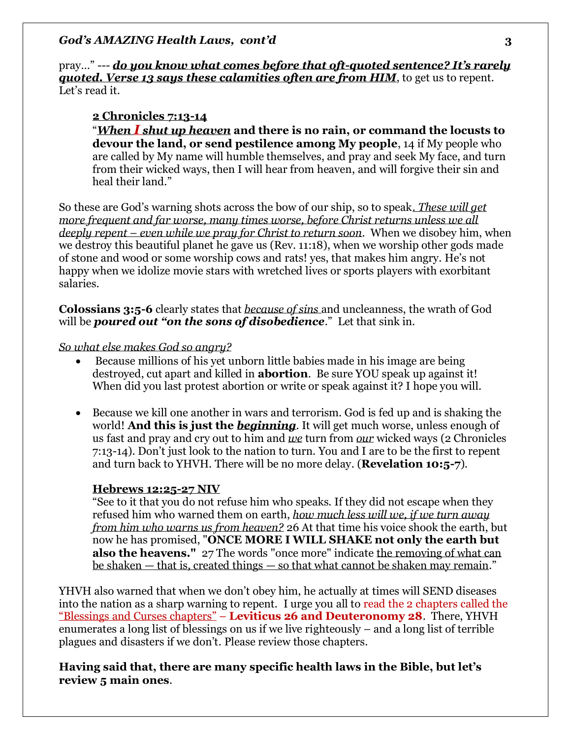pray…" --- ***do you know what comes before that oft-quoted sentence? It's rarely quoted. Verse 13 says these calamities often are from HIM***, to get us to repent. Let's read it.

> **2 Chronicles 7:13-14**
> "***When I shut up heaven*** **and there is no rain, or command the locusts to devour the land, or send pestilence among My people**, 14 if My people who are called by My name will humble themselves, and pray and seek My face, and turn from their wicked ways, then I will hear from heaven, and will forgive their sin and heal their land."

So these are God's warning shots across the bow of our ship, so to speak. *These will get more frequent and far worse, many times worse, before Christ returns unless we all deeply repent – even while we pray for Christ to return soon*. When we disobey him, when we destroy this beautiful planet he gave us (Rev. 11:18), when we worship other gods made of stone and wood or some worship cows and rats! yes, that makes him angry. He's not happy when we idolize movie stars with wretched lives or sports players with exorbitant salaries.

**Colossians 3:5-6** clearly states that *because of sins* and uncleanness, the wrath of God will be ***poured out "on the sons of disobedience***." Let that sink in.

*So what else makes God so angry?*

- Because millions of his yet unborn little babies made in his image are being destroyed, cut apart and killed in **abortion**. Be sure YOU speak up against it! When did you last protest abortion or write or speak against it? I hope you will.

- Because we kill one another in wars and terrorism. God is fed up and is shaking the world! **And this is just the *beginning***. It will get much worse, unless enough of us fast and pray and cry out to him and *we* turn from *our* wicked ways (2 Chronicles 7:13-14). Don't just look to the nation to turn. You and I are to be the first to repent and turn back to YHVH. There will be no more delay. (**Revelation 10:5-7**).

> **Hebrews 12:25-27 NIV**
> "See to it that you do not refuse him who speaks. If they did not escape when they refused him who warned them on earth, *how much less will we, if we turn away from him who warns us from heaven?* 26 At that time his voice shook the earth, but now he has promised, "**ONCE MORE I WILL SHAKE not only the earth but also the heavens."** 27 The words "once more" indicate the removing of what can be shaken — that is, created things — so that what cannot be shaken may remain."

YHVH also warned that when we don't obey him, he actually at times will SEND diseases into the nation as a sharp warning to repent. I urge you all to read the 2 chapters called the "Blessings and Curses chapters" – **Leviticus 26 and Deuteronomy 28**. There, YHVH enumerates a long list of blessings on us if we live righteously – and a long list of terrible plagues and disasters if we don't. Please review those chapters.

**Having said that, there are many specific health laws in the Bible, but let's review 5 main ones**.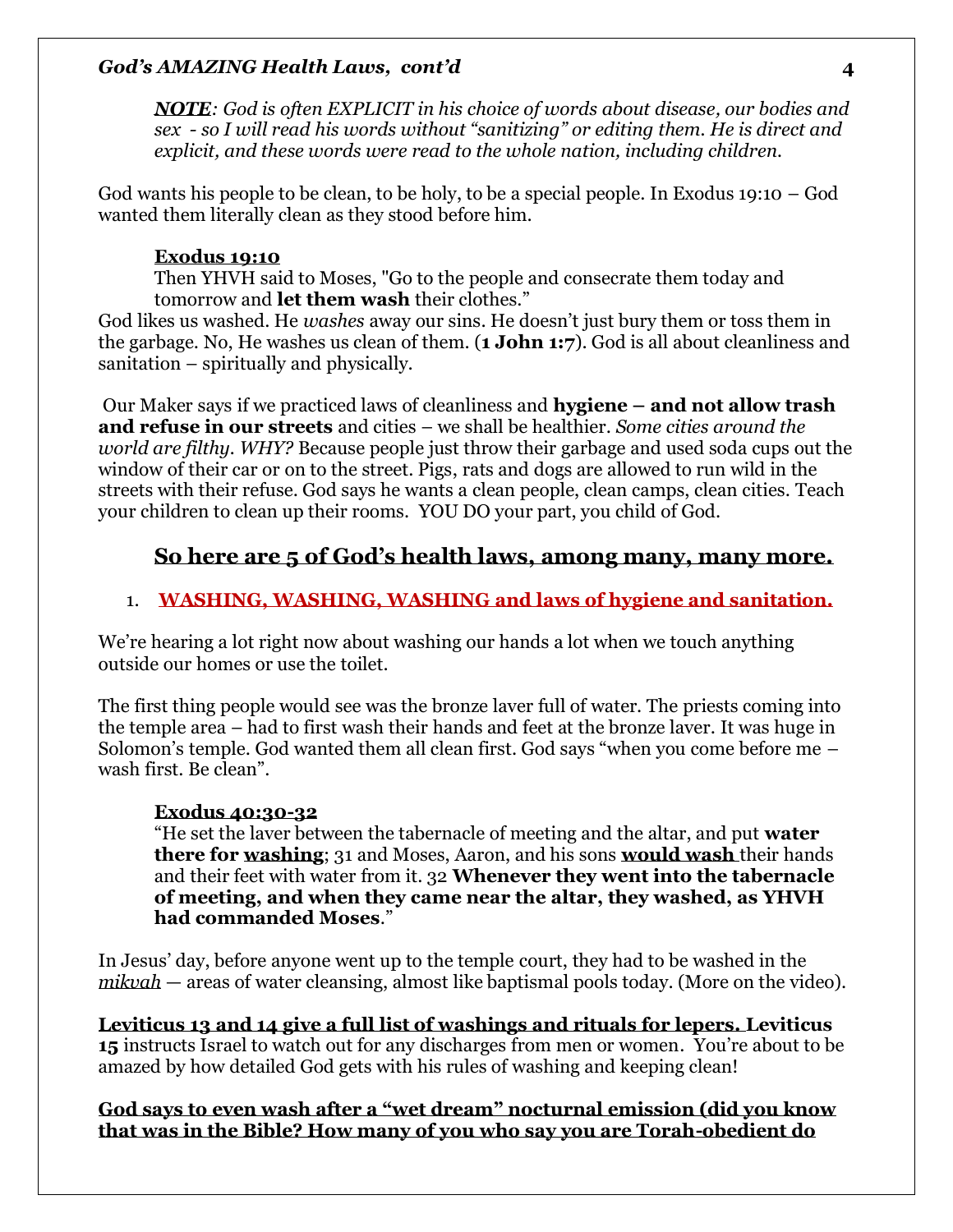*<u>**NOTE**</u>: God is often EXPLICIT in his choice of words about disease, our bodies and sex - so I will read his words without "sanitizing" or editing them. He is direct and explicit, and these words were read to the whole nation, including children.*

God wants his people to be clean, to be holy, to be a special people. In Exodus 19:10 – God wanted them literally clean as they stood before him.

<u>**Exodus 19:10**</u>
Then YHVH said to Moses, "Go to the people and consecrate them today and tomorrow and **let them wash** their clothes."

God likes us washed. He *washes* away our sins. He doesn't just bury them or toss them in the garbage. No, He washes us clean of them. (**1 John 1:7**). God is all about cleanliness and sanitation – spiritually and physically.

Our Maker says if we practiced laws of cleanliness and **hygiene – and not allow trash and refuse in our streets** and cities – we shall be healthier. *Some cities around the world are filthy. WHY?* Because people just throw their garbage and used soda cups out the window of their car or on to the street. Pigs, rats and dogs are allowed to run wild in the streets with their refuse. God says he wants a clean people, clean camps, clean cities. Teach your children to clean up their rooms. YOU DO your part, you child of God.

## <u>So here are 5 of God's health laws, among many, many more.</u>

1. <u>**WASHING, WASHING, WASHING and laws of hygiene and sanitation.**</u>

We're hearing a lot right now about washing our hands a lot when we touch anything outside our homes or use the toilet.

The first thing people would see was the bronze laver full of water. The priests coming into the temple area – had to first wash their hands and feet at the bronze laver. It was huge in Solomon's temple. God wanted them all clean first. God says "when you come before me – wash first. Be clean".

<u>**Exodus 40:30-32**</u>
"He set the laver between the tabernacle of meeting and the altar, and put **water there for <u>washing</u>**; 31 and Moses, Aaron, and his sons <u>**would wash**</u> their hands and their feet with water from it. 32 **Whenever they went into the tabernacle of meeting, and when they came near the altar, they washed, as YHVH had commanded Moses**."

In Jesus' day, before anyone went up to the temple court, they had to be washed in the <u>*mikvah*</u> — areas of water cleansing, almost like baptismal pools today. (More on the video).

<u>**Leviticus 13 and 14 give a full list of washings and rituals for lepers.**</u> **Leviticus 15** instructs Israel to watch out for any discharges from men or women. You're about to be amazed by how detailed God gets with his rules of washing and keeping clean!

<u>**God says to even wash after a "wet dream" nocturnal emission (did you know that was in the Bible? How many of you who say you are Torah-obedient do**</u>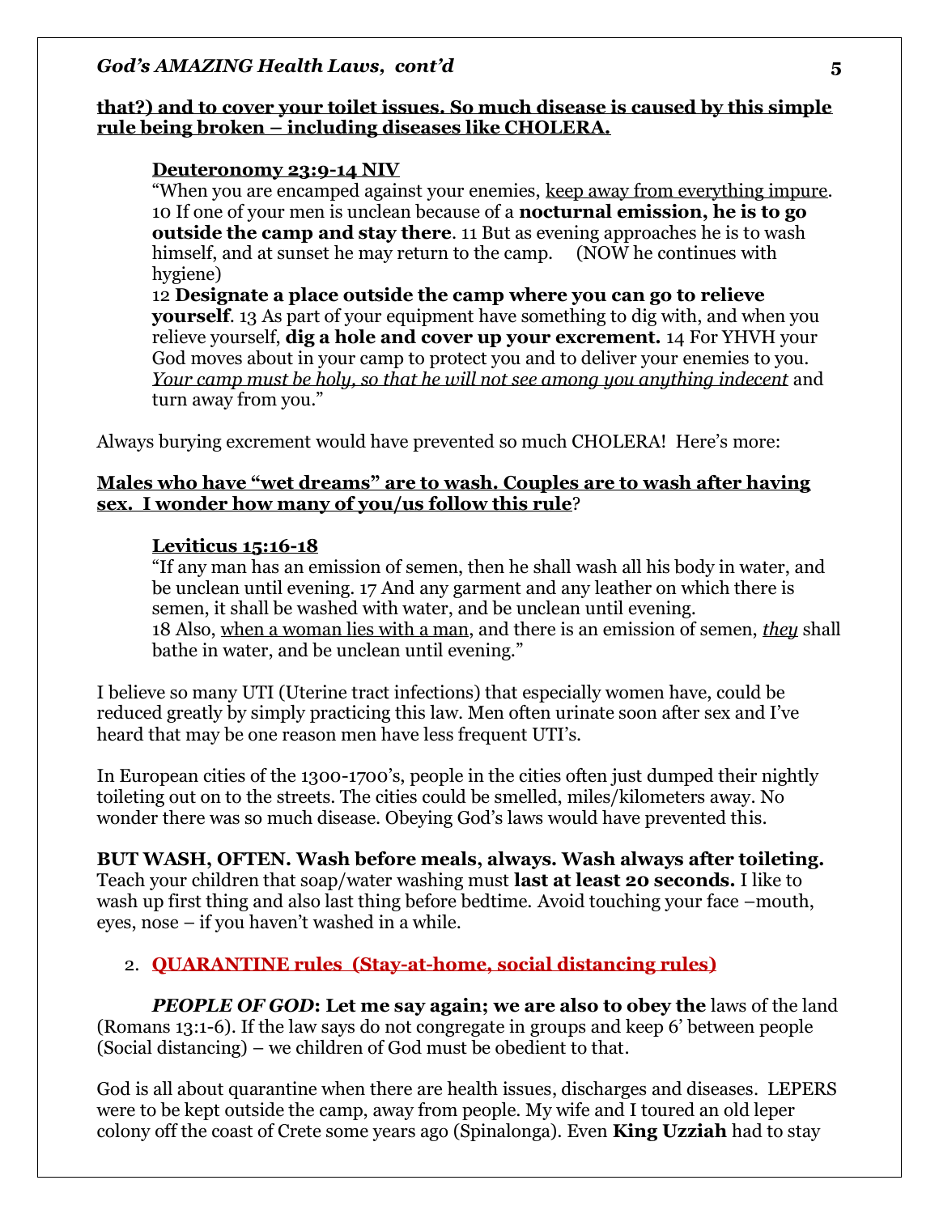**<u>that?) and to cover your toilet issues. So much disease is caused by this simple rule being broken – including diseases like CHOLERA.</u>**

> **<u>Deuteronomy 23:9-14 NIV</u>**
> "When you are encamped against your enemies, <u>keep away from everything impure</u>. 10 If one of your men is unclean because of a **nocturnal emission, he is to go outside the camp and stay there**. 11 But as evening approaches he is to wash himself, and at sunset he may return to the camp. (NOW he continues with hygiene)
> 12 **Designate a place outside the camp where you can go to relieve yourself**. 13 As part of your equipment have something to dig with, and when you relieve yourself, **dig a hole and cover up your excrement.** 14 For YHVH your God moves about in your camp to protect you and to deliver your enemies to you. *<u>Your camp must be holy, so that he will not see among you anything indecent</u>* and turn away from you."

Always burying excrement would have prevented so much CHOLERA! Here's more:

**<u>Males who have "wet dreams" are to wash. Couples are to wash after having sex. I wonder how many of you/us follow this rule</u>?**

> **<u>Leviticus 15:16-18</u>**
> "If any man has an emission of semen, then he shall wash all his body in water, and be unclean until evening. 17 And any garment and any leather on which there is semen, it shall be washed with water, and be unclean until evening.
> 18 Also, <u>when a woman lies with a man</u>, and there is an emission of semen, *<u>they</u>* shall bathe in water, and be unclean until evening."

I believe so many UTI (Uterine tract infections) that especially women have, could be reduced greatly by simply practicing this law. Men often urinate soon after sex and I've heard that may be one reason men have less frequent UTI's.

In European cities of the 1300-1700's, people in the cities often just dumped their nightly toileting out on to the streets. The cities could be smelled, miles/kilometers away. No wonder there was so much disease. Obeying God's laws would have prevented this.

**BUT WASH, OFTEN. Wash before meals, always. Wash always after toileting.** Teach your children that soap/water washing must **last at least 20 seconds.** I like to wash up first thing and also last thing before bedtime. Avoid touching your face –mouth, eyes, nose – if you haven't washed in a while.

2. **<u>QUARANTINE rules (Stay-at-home, social distancing rules)</u>**

***PEOPLE OF GOD*: Let me say again; we are also to obey the** laws of the land (Romans 13:1-6). If the law says do not congregate in groups and keep 6' between people (Social distancing) – we children of God must be obedient to that.

God is all about quarantine when there are health issues, discharges and diseases. LEPERS were to be kept outside the camp, away from people. My wife and I toured an old leper colony off the coast of Crete some years ago (Spinalonga). Even **King Uzziah** had to stay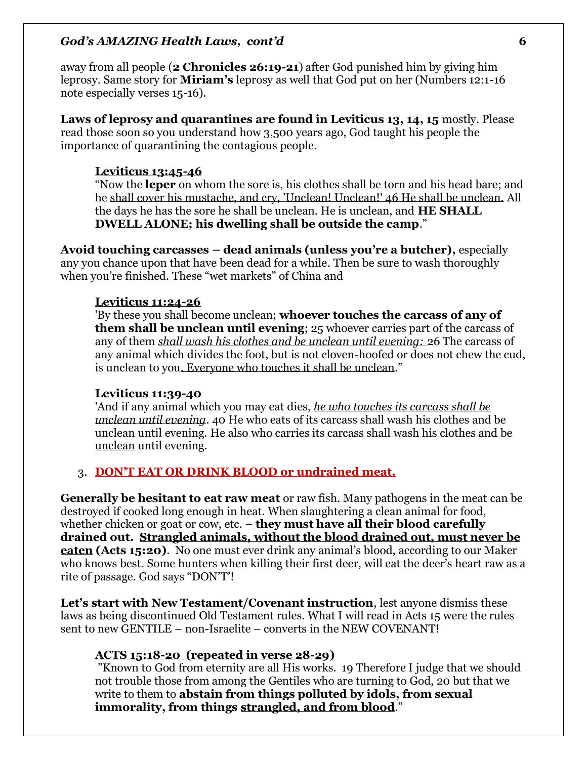away from all people (**2 Chronicles 26:19-21**) after God punished him by giving him leprosy. Same story for **Miriam's** leprosy as well that God put on her (Numbers 12:1-16 note especially verses 15-16).

**Laws of leprosy and quarantines are found in Leviticus 13, 14, 15** mostly. Please read those soon so you understand how 3,500 years ago, God taught his people the importance of quarantining the contagious people.

> <u>**Leviticus 13:45-46**</u>
> "Now the **leper** on whom the sore is, his clothes shall be torn and his head bare; and he <u>shall cover his mustache, and cry, 'Unclean! Unclean!' 46 He shall be unclean.</u> All the days he has the sore he shall be unclean. He is unclean, and **HE SHALL DWELL ALONE; his dwelling shall be outside the camp**."

**Avoid touching carcasses – dead animals (unless you're a butcher),** especially any you chance upon that have been dead for a while. Then be sure to wash thoroughly when you're finished. These "wet markets" of China and

> <u>**Leviticus 11:24-26**</u>
> 'By these you shall become unclean; **whoever touches the carcass of any of them shall be unclean until evening**; 25 whoever carries part of the carcass of any of them <u>*shall wash his clothes and be unclean until evening:*</u> 26 The carcass of any animal which divides the foot, but is not cloven-hoofed or does not chew the cud, is unclean to you<u>. Everyone who touches it shall be unclean</u>."

> <u>**Leviticus 11:39-40**</u>
> 'And if any animal which you may eat dies, <u>*he who touches its carcass shall be unclean until evening*</u>. 40 He who eats of its carcass shall wash his clothes and be unclean until evening. <u>He also who carries its carcass shall wash his clothes and be unclean</u> until evening.

3. <u>**DON'T EAT OR DRINK BLOOD or undrained meat.**</u>

**Generally be hesitant to eat raw meat** or raw fish. Many pathogens in the meat can be destroyed if cooked long enough in heat. When slaughtering a clean animal for food, whether chicken or goat or cow, etc. – **they must have all their blood carefully drained out. <u>Strangled animals, without the blood drained out, must never be eaten</u> (Acts 15:20)**. No one must ever drink any animal's blood, according to our Maker who knows best. Some hunters when killing their first deer, will eat the deer's heart raw as a rite of passage. God says "DON'T"!

**Let's start with New Testament/Covenant instruction**, lest anyone dismiss these laws as being discontinued Old Testament rules. What I will read in Acts 15 were the rules sent to new GENTILE – non-Israelite – converts in the NEW COVENANT!

> <u>**ACTS 15:18-20 (repeated in verse 28-29)**</u>
> "Known to God from eternity are all His works. 19 Therefore I judge that we should not trouble those from among the Gentiles who are turning to God, 20 but that we write to them to **<u>abstain from</u> things polluted by idols, from sexual immorality, from things <u>strangled, and from blood</u>**."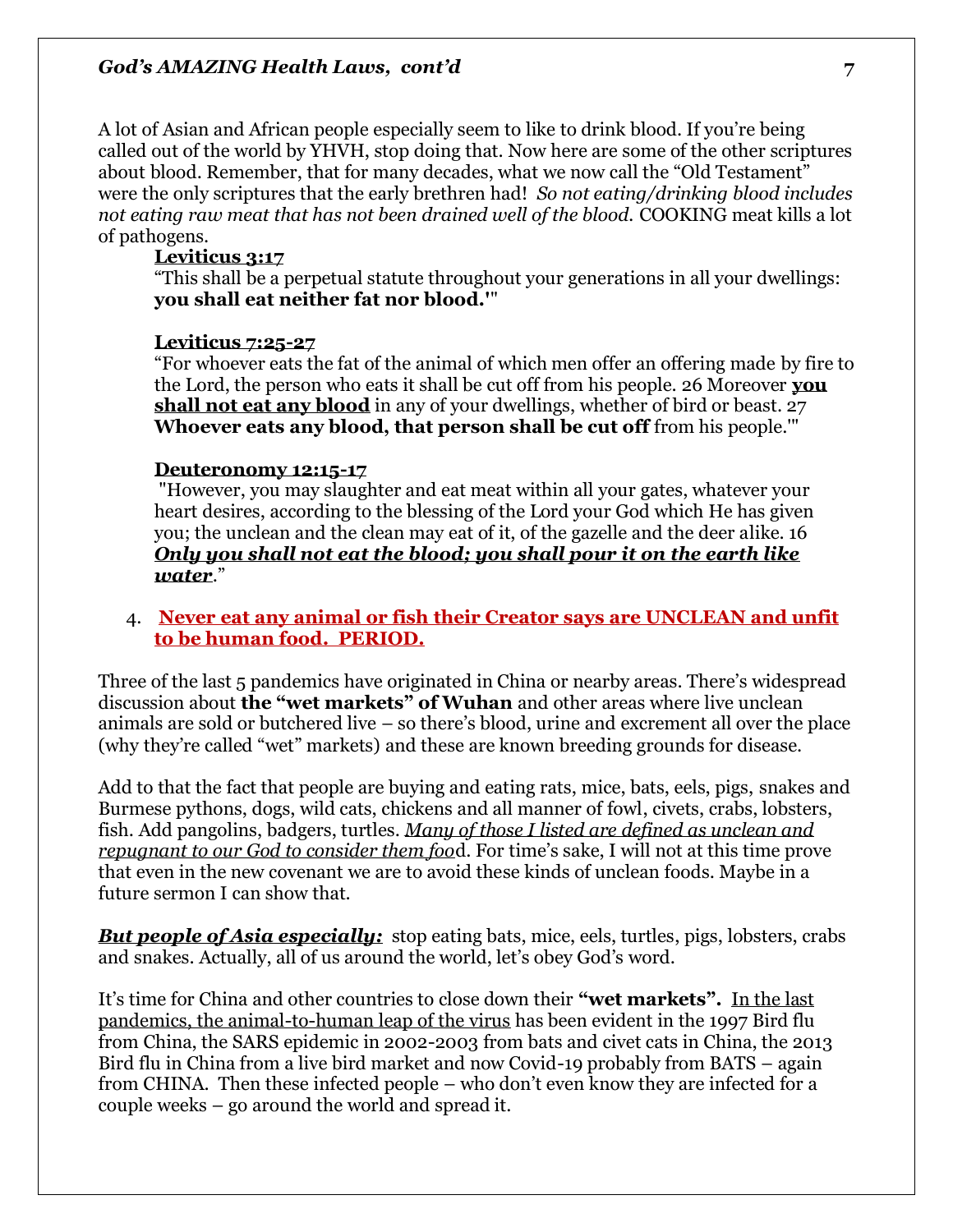A lot of Asian and African people especially seem to like to drink blood. If you're being called out of the world by YHVH, stop doing that. Now here are some of the other scriptures about blood. Remember, that for many decades, what we now call the "Old Testament" were the only scriptures that the early brethren had! *So not eating/drinking blood includes not eating raw meat that has not been drained well of the blood.* COOKING meat kills a lot of pathogens.

> **Leviticus 3:17**
> "This shall be a perpetual statute throughout your generations in all your dwellings: **you shall eat neither fat nor blood.'"**
>
> **Leviticus 7:25-27**
> "For whoever eats the fat of the animal of which men offer an offering made by fire to the Lord, the person who eats it shall be cut off from his people. 26 Moreover **you shall not eat any blood** in any of your dwellings, whether of bird or beast. 27 **Whoever eats any blood, that person shall be cut off** from his people.'"
>
> **Deuteronomy 12:15-17**
> "However, you may slaughter and eat meat within all your gates, whatever your heart desires, according to the blessing of the Lord your God which He has given you; the unclean and the clean may eat of it, of the gazelle and the deer alike. 16 ***Only you shall not eat the blood; you shall pour it on the earth like water*.**"

4. **Never eat any animal or fish their Creator says are UNCLEAN and unfit to be human food. PERIOD.**

Three of the last 5 pandemics have originated in China or nearby areas. There's widespread discussion about **the "wet markets" of Wuhan** and other areas where live unclean animals are sold or butchered live – so there's blood, urine and excrement all over the place (why they're called "wet" markets) and these are known breeding grounds for disease.

Add to that the fact that people are buying and eating rats, mice, bats, eels, pigs, snakes and Burmese pythons, dogs, wild cats, chickens and all manner of fowl, civets, crabs, lobsters, fish. Add pangolins, badgers, turtles. *Many of those I listed are defined as unclean and repugnant to our God to consider them food*. For time's sake, I will not at this time prove that even in the new covenant we are to avoid these kinds of unclean foods. Maybe in a future sermon I can show that.

***But people of Asia especially:*** stop eating bats, mice, eels, turtles, pigs, lobsters, crabs and snakes. Actually, all of us around the world, let's obey God's word.

It's time for China and other countries to close down their **"wet markets".** In the last pandemics, the animal-to-human leap of the virus has been evident in the 1997 Bird flu from China, the SARS epidemic in 2002-2003 from bats and civet cats in China, the 2013 Bird flu in China from a live bird market and now Covid-19 probably from BATS – again from CHINA. Then these infected people – who don't even know they are infected for a couple weeks – go around the world and spread it.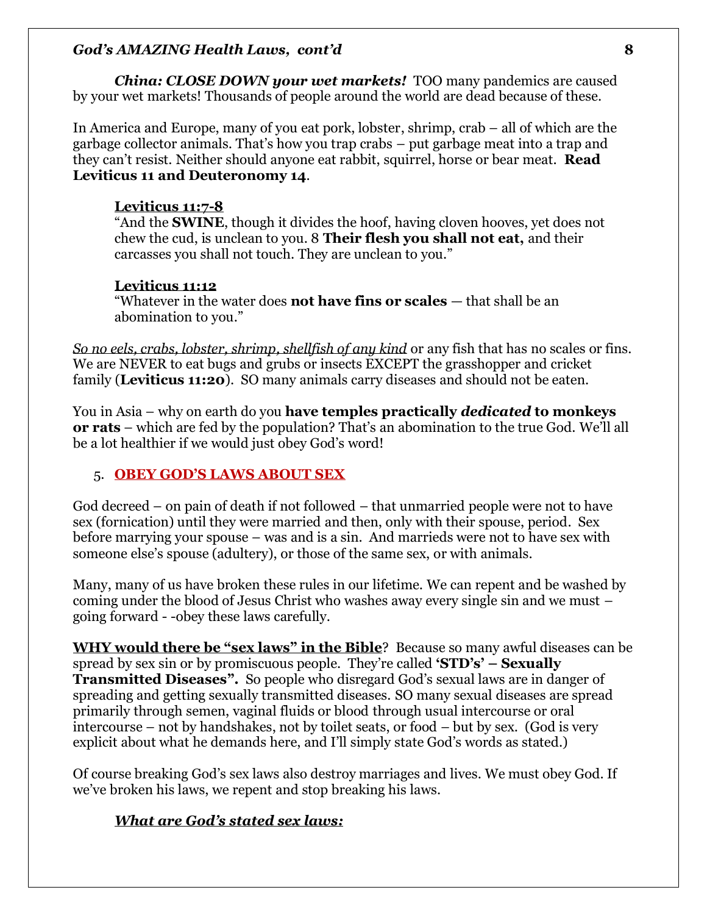***China: CLOSE DOWN your wet markets!*** TOO many pandemics are caused by your wet markets! Thousands of people around the world are dead because of these.

In America and Europe, many of you eat pork, lobster, shrimp, crab – all of which are the garbage collector animals. That's how you trap crabs – put garbage meat into a trap and they can't resist. Neither should anyone eat rabbit, squirrel, horse or bear meat. **Read Leviticus 11 and Deuteronomy 14**.

> **Leviticus 11:7-8**
> "And the **SWINE**, though it divides the hoof, having cloven hooves, yet does not chew the cud, is unclean to you. 8 **Their flesh you shall not eat,** and their carcasses you shall not touch. They are unclean to you."
>
> **Leviticus 11:12**
> "Whatever in the water does **not have fins or scales** — that shall be an abomination to you."

*So no eels, crabs, lobster, shrimp, shellfish of any kind* or any fish that has no scales or fins. We are NEVER to eat bugs and grubs or insects EXCEPT the grasshopper and cricket family (**Leviticus 11:20**). SO many animals carry diseases and should not be eaten.

You in Asia – why on earth do you **have temples practically *dedicated* to monkeys or rats** – which are fed by the population? That's an abomination to the true God. We'll all be a lot healthier if we would just obey God's word!

5. **OBEY GOD'S LAWS ABOUT SEX**

God decreed – on pain of death if not followed – that unmarried people were not to have sex (fornication) until they were married and then, only with their spouse, period. Sex before marrying your spouse – was and is a sin. And marrieds were not to have sex with someone else's spouse (adultery), or those of the same sex, or with animals.

Many, many of us have broken these rules in our lifetime. We can repent and be washed by coming under the blood of Jesus Christ who washes away every single sin and we must – going forward - -obey these laws carefully.

**WHY would there be "sex laws" in the Bible**? Because so many awful diseases can be spread by sex sin or by promiscuous people. They're called **'STD's' – Sexually Transmitted Diseases".** So people who disregard God's sexual laws are in danger of spreading and getting sexually transmitted diseases. SO many sexual diseases are spread primarily through semen, vaginal fluids or blood through usual intercourse or oral intercourse – not by handshakes, not by toilet seats, or food – but by sex. (God is very explicit about what he demands here, and I'll simply state God's words as stated.)

Of course breaking God's sex laws also destroy marriages and lives. We must obey God. If we've broken his laws, we repent and stop breaking his laws.

***What are God's stated sex laws:***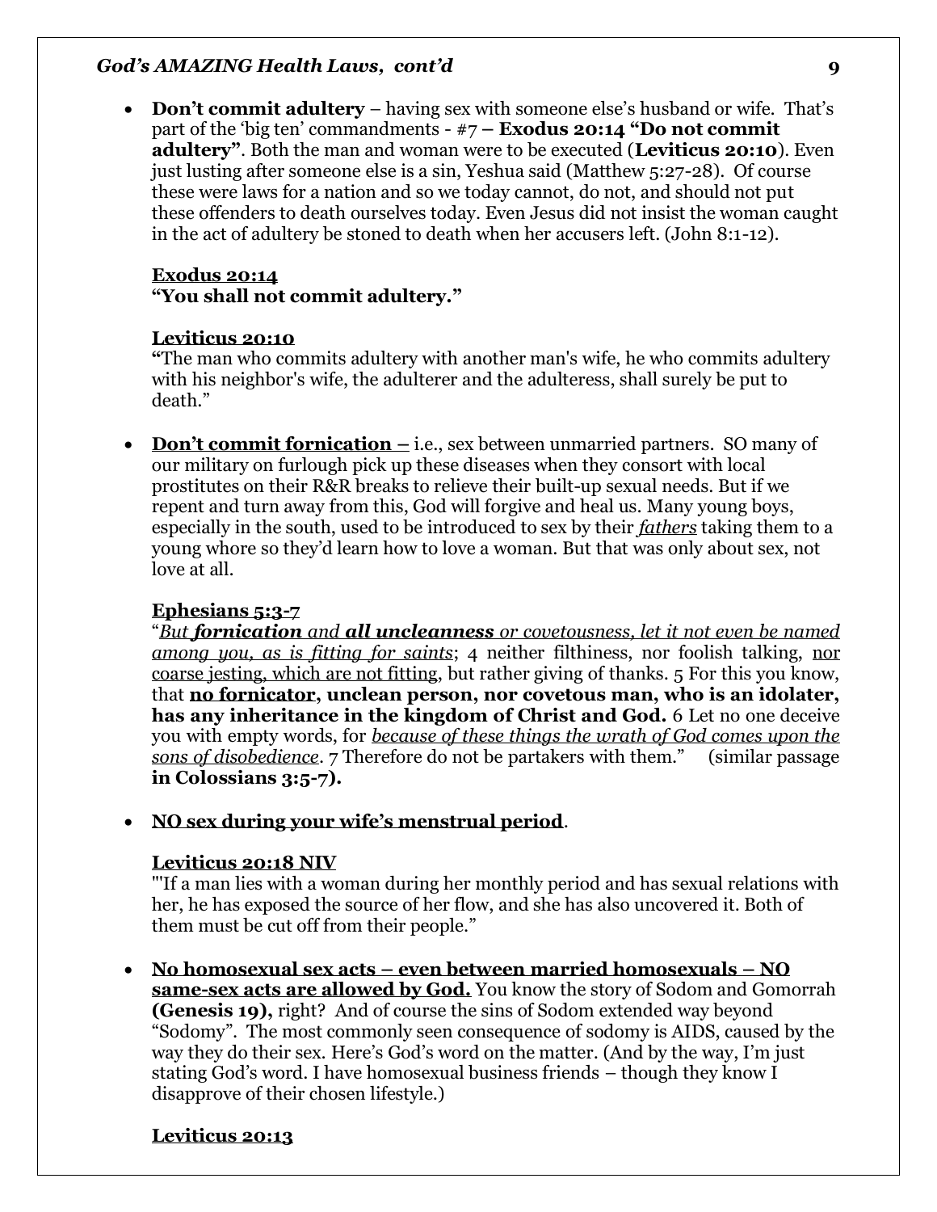- **Don't commit adultery** – having sex with someone else's husband or wife. That's part of the 'big ten' commandments - #7 **– Exodus 20:14 "Do not commit adultery"**. Both the man and woman were to be executed (**Leviticus 20:10**). Even just lusting after someone else is a sin, Yeshua said (Matthew 5:27-28). Of course these were laws for a nation and so we today cannot, do not, and should not put these offenders to death ourselves today. Even Jesus did not insist the woman caught in the act of adultery be stoned to death when her accusers left. (John 8:1-12).

  <u>**Exodus 20:14**</u>
  **"You shall not commit adultery."**

  <u>**Leviticus 20:10**</u>
  **"**The man who commits adultery with another man's wife, he who commits adultery with his neighbor's wife, the adulterer and the adulteress, shall surely be put to death."

- <u>**Don't commit fornication –**</u> i.e., sex between unmarried partners. SO many of our military on furlough pick up these diseases when they consort with local prostitutes on their R&R breaks to relieve their built-up sexual needs. But if we repent and turn away from this, God will forgive and heal us. Many young boys, especially in the south, used to be introduced to sex by their <u>*fathers*</u> taking them to a young whore so they'd learn how to love a woman. But that was only about sex, not love at all.

  <u>**Ephesians 5:3-7**</u>
  "<u>*But **fornication** and **all uncleanness** or covetousness, let it not even be named among you, as is fitting for saints*</u>; 4 neither filthiness, nor foolish talking, <u>nor coarse jesting, which are not fitting</u>, but rather giving of thanks. 5 For this you know, that <u>**no fornicator**</u>**, unclean person, nor covetous man, who is an idolater, has any inheritance in the kingdom of Christ and God.** 6 Let no one deceive you with empty words, for <u>*because of these things the wrath of God comes upon the sons of disobedience*</u>. 7 Therefore do not be partakers with them." (similar passage **in Colossians 3:5-7).**

- <u>**NO sex during your wife's menstrual period**</u>.

  <u>**Leviticus 20:18 NIV**</u>
  "'If a man lies with a woman during her monthly period and has sexual relations with her, he has exposed the source of her flow, and she has also uncovered it. Both of them must be cut off from their people."

- <u>**No homosexual sex acts – even between married homosexuals – NO same-sex acts are allowed by God.**</u> You know the story of Sodom and Gomorrah **(Genesis 19),** right? And of course the sins of Sodom extended way beyond "Sodomy". The most commonly seen consequence of sodomy is AIDS, caused by the way they do their sex. Here's God's word on the matter. (And by the way, I'm just stating God's word. I have homosexual business friends – though they know I disapprove of their chosen lifestyle.)

  <u>**Leviticus 20:13**</u>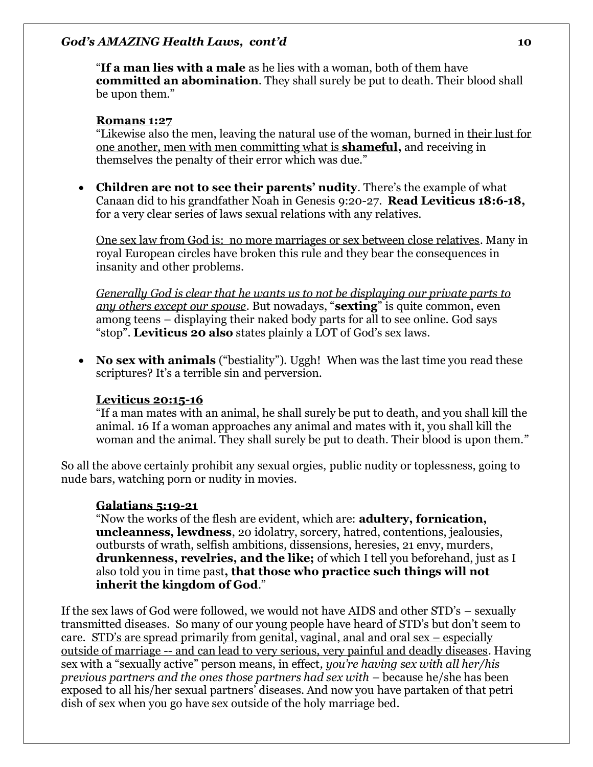"**If a man lies with a male** as he lies with a woman, both of them have **committed an abomination**. They shall surely be put to death. Their blood shall be upon them."

**Romans 1:27**
"Likewise also the men, leaving the natural use of the woman, burned in their lust for one another, men with men committing what is **shameful,** and receiving in themselves the penalty of their error which was due."

- **Children are not to see their parents' nudity**. There's the example of what Canaan did to his grandfather Noah in Genesis 9:20-27. **Read Leviticus 18:6-18**, for a very clear series of laws sexual relations with any relatives.

  One sex law from God is: no more marriages or sex between close relatives. Many in royal European circles have broken this rule and they bear the consequences in insanity and other problems.

  *Generally God is clear that he wants us to not be displaying our private parts to any others except our spouse*. But nowadays, "**sexting**" is quite common, even among teens – displaying their naked body parts for all to see online. God says "stop". **Leviticus 20 also** states plainly a LOT of God's sex laws.

- **No sex with animals** ("bestiality"). Uggh! When was the last time you read these scriptures? It's a terrible sin and perversion.

  **Leviticus 20:15-16**
  "If a man mates with an animal, he shall surely be put to death, and you shall kill the animal. 16 If a woman approaches any animal and mates with it, you shall kill the woman and the animal. They shall surely be put to death. Their blood is upon them."

So all the above certainly prohibit any sexual orgies, public nudity or toplessness, going to nude bars, watching porn or nudity in movies.

**Galatians 5:19-21**
"Now the works of the flesh are evident, which are: **adultery, fornication, uncleanness, lewdness**, 20 idolatry, sorcery, hatred, contentions, jealousies, outbursts of wrath, selfish ambitions, dissensions, heresies, 21 envy, murders, **drunkenness, revelries, and the like;** of which I tell you beforehand, just as I also told you in time past**, that those who practice such things will not inherit the kingdom of God**."

If the sex laws of God were followed, we would not have AIDS and other STD's – sexually transmitted diseases. So many of our young people have heard of STD's but don't seem to care. STD's are spread primarily from genital, vaginal, anal and oral sex – especially outside of marriage -- and can lead to very serious, very painful and deadly diseases. Having sex with a "sexually active" person means, in effect, *you're having sex with all her/his previous partners and the ones those partners had sex with* – because he/she has been exposed to all his/her sexual partners' diseases. And now you have partaken of that petri dish of sex when you go have sex outside of the holy marriage bed.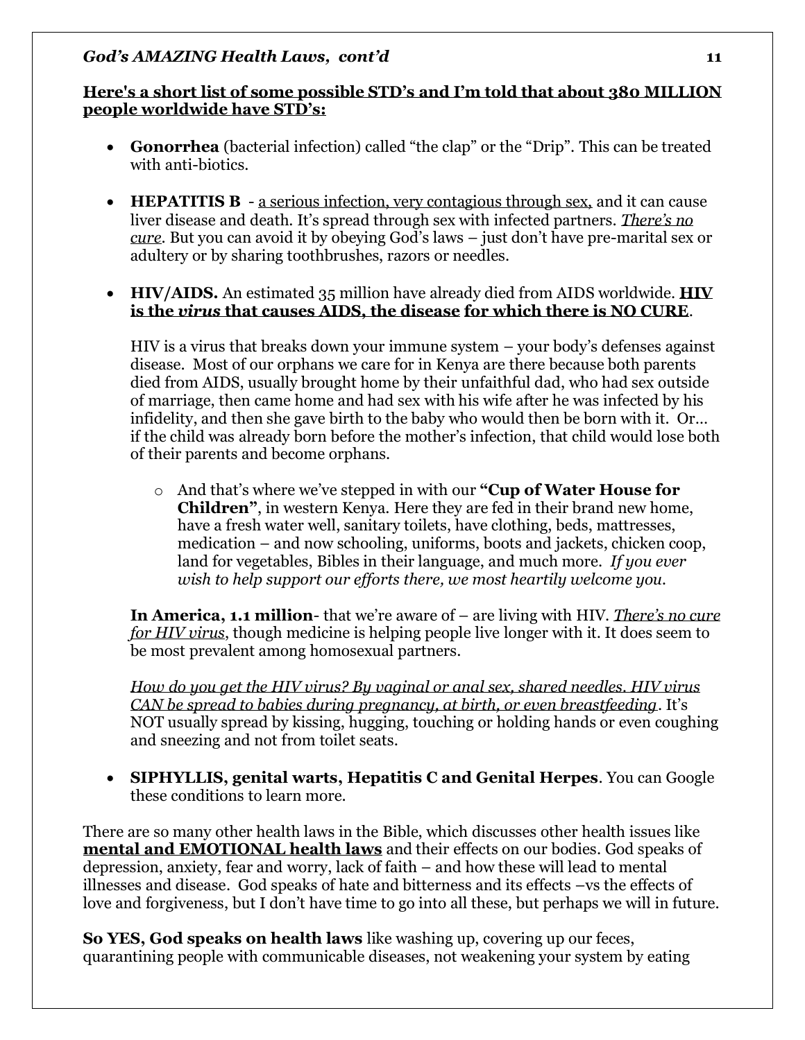**<u>Here's a short list of some possible STD's and I'm told that about 380 MILLION people worldwide have STD's:</u>**

- **Gonorrhea** (bacterial infection) called "the clap" or the "Drip". This can be treated with anti-biotics.

- **HEPATITIS B** - <u>a serious infection, very contagious through sex,</u> and it can cause liver disease and death. It's spread through sex with infected partners. *<u>There's no cure</u>*. But you can avoid it by obeying God's laws – just don't have pre-marital sex or adultery or by sharing toothbrushes, razors or needles.

- **HIV/AIDS.** An estimated 35 million have already died from AIDS worldwide. **<u>HIV is the *virus* that causes AIDS, the disease</u> <u>for which there is NO CURE</u>**.

  HIV is a virus that breaks down your immune system – your body's defenses against disease. Most of our orphans we care for in Kenya are there because both parents died from AIDS, usually brought home by their unfaithful dad, who had sex outside of marriage, then came home and had sex with his wife after he was infected by his infidelity, and then she gave birth to the baby who would then be born with it. Or… if the child was already born before the mother's infection, that child would lose both of their parents and become orphans.

  - And that's where we've stepped in with our **"Cup of Water House for Children"**, in western Kenya. Here they are fed in their brand new home, have a fresh water well, sanitary toilets, have clothing, beds, mattresses, medication – and now schooling, uniforms, boots and jackets, chicken coop, land for vegetables, Bibles in their language, and much more. *If you ever wish to help support our efforts there, we most heartily welcome you.*

  **In America, 1.1 million**- that we're aware of – are living with HIV. *<u>There's no cure for HIV virus</u>*, though medicine is helping people live longer with it. It does seem to be most prevalent among homosexual partners.

  *<u>How do you get the HIV virus? By vaginal or anal sex, shared needles. HIV virus CAN be spread to babies during pregnancy, at birth, or even breastfeeding</u>*. It's NOT usually spread by kissing, hugging, touching or holding hands or even coughing and sneezing and not from toilet seats.

- **SIPHYLLIS, genital warts, Hepatitis C and Genital Herpes**. You can Google these conditions to learn more.

There are so many other health laws in the Bible, which discusses other health issues like **<u>mental and EMOTIONAL health laws</u>** and their effects on our bodies. God speaks of depression, anxiety, fear and worry, lack of faith – and how these will lead to mental illnesses and disease. God speaks of hate and bitterness and its effects –vs the effects of love and forgiveness, but I don't have time to go into all these, but perhaps we will in future.

**So YES, God speaks on health laws** like washing up, covering up our feces, quarantining people with communicable diseases, not weakening your system by eating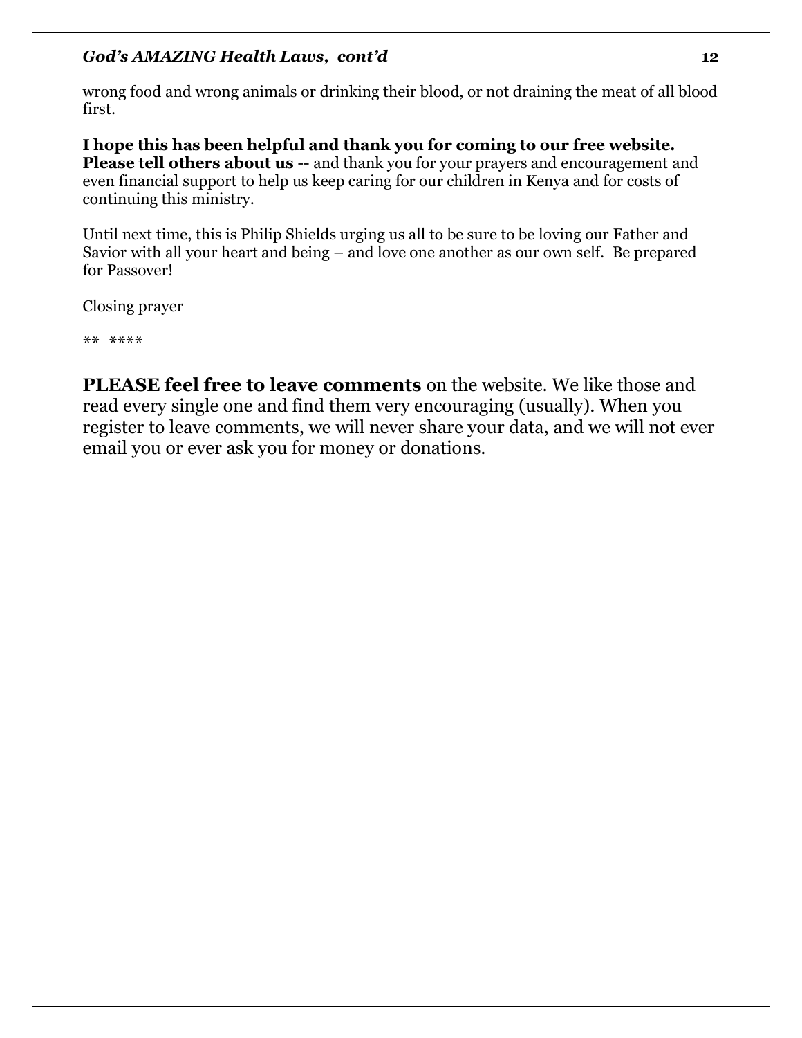wrong food and wrong animals or drinking their blood, or not draining the meat of all blood first.

**I hope this has been helpful and thank you for coming to our free website. Please tell others about us** -- and thank you for your prayers and encouragement and even financial support to help us keep caring for our children in Kenya and for costs of continuing this ministry.

Until next time, this is Philip Shields urging us all to be sure to be loving our Father and Savior with all your heart and being – and love one another as our own self. Be prepared for Passover!

Closing prayer

** ****

**PLEASE feel free to leave comments** on the website. We like those and read every single one and find them very encouraging (usually). When you register to leave comments, we will never share your data, and we will not ever email you or ever ask you for money or donations.